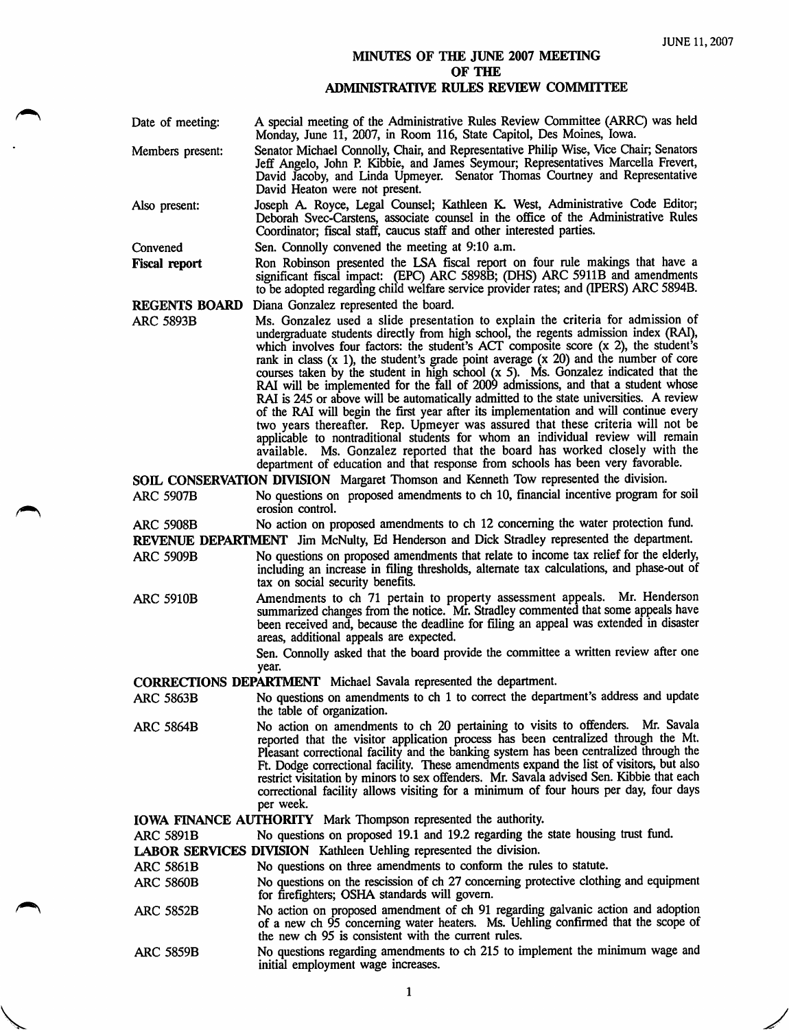# MINUTES OF THE JUNE 2007 MEETING OF THE ADMINISTRATIVE RULES REVIEW COMMITTEE

**Date of meeting:** A special meeting of the Administrative Rules Review Committee (ARRC) was held Monday, June 11, 2007, in Room 116, State Capitol, Des Moines, Iowa.

**Members present:** Senator Michael Connolly, Chair, and Representative Philip Wise, Vice Chair; Senators Jeff Angelo, John P. Kibbie, and James Seymour; Representatives Marcella Frevert, David Jacoby, and Linda Upmeyer. Senator Thomas Courtney and Representative David Heaton were not present.

**Also present:** Joseph A. Royce, Legal Counsel; Kathleen K. West, Administrative Code Editor; Deborah Svec-Carstens, associate counsel in the office of the Administrative Rules Coordinator; fiscal staff, caucus staff and other interested parties.

**Convened** Sen. Connolly convened the meeting at 9:10 a.m.

**Fiscal report** Ron Robinson presented the LSA fiscal report on four rule makings that have a significant fiscal impact: (EPC) ARC 5898B; (DHS) ARC 5911B and amendments to be adopted regarding child welfare service provider rates; and (IPERS) ARC 5894B.

**REGENTS BOARD** Diana Gonzalez represented the board.

ARC 5893B Ms. Gonzalez used a slide presentation to explain the criteria for admission of undergraduate students directly from high school, the regents admission index (RAI), which involves four factors: the student's ACT composite score (x 2), the student's rank in class (x 1), the student's grade point average (x 20) and the number of core courses taken by the student in high school (x 5). Ms. Gonzalez indicated that the RAI will be implemented for the fall of 2009 admissions, and that a student whose RAI is 245 or above will be automatically admitted to the state universities. A review of the RAI will begin the first year after its implementation and will continue every two years thereafter. Rep. Upmeyer was assured that these criteria will not be applicable to nontraditional students for whom an individual review will remain available. Ms. Gonzalez reported that the board has worked closely with the department of education and that response from schools has been very favorable.

**SOIL CONSERVATION DIVISION** Margaret Thomson and Kenneth Tow represented the division.

ARC 5907B No questions on proposed amendments to ch 10, financial incentive program for soil erosion control.

ARC 5908B No action on proposed amendments to ch 12 concerning the water protection fund.

**REVENUE DEPARTMENT** Jim McNulty, Ed Henderson and Dick Stradley represented the department.

ARC 5909B No questions on proposed amendments that relate to income tax relief for the elderly, including an increase in filing thresholds, alternate tax calculations, and phase-out of tax on social security benefits.

ARC 5910B Amendments to ch 71 pertain to property assessment appeals. Mr. Henderson summarized changes from the notice. Mr. Stradley commented that some appeals have been received and, because the deadline for filing an appeal was extended in disaster areas, additional appeals are expected.

Sen. Connolly asked that the board provide the committee a written review after one year.

**CORRECTIONS DEPARTMENT** Michael Savala represented the department.

ARC 5863B No questions on amendments to ch 1 to correct the department's address and update the table of organization.

ARC 5864B No action on amendments to ch 20 pertaining to visits to offenders. Mr. Savala reported that the visitor application process has been centralized through the Mt. Pleasant correctional facility and the banking system has been centralized through the Ft. Dodge correctional facility. These amendments expand the list of visitors, but also restrict visitation by minors to sex offenders. Mr. Savala advised Sen. Kibbie that each correctional facility allows visiting for a minimum of four hours per day, four days per week.

**IOWA FINANCE AUTHORITY** Mark Thompson represented the authority.

ARC 5891B No questions on proposed 19.1 and 19.2 regarding the state housing trust fund.

**LABOR SERVICES DIVISION** Kathleen Uehling represented the division.

ARC 5861B No questions on three amendments to conform the rules to statute.

ARC 5860B No questions on the rescission of ch 27 concerning protective clothing and equipment for firefighters; OSHA standards will govern.

ARC 5852B No action on proposed amendment of ch 91 regarding galvanic action and adoption of a new ch 95 concerning water heaters. Ms. Uehling confirmed that the scope of the new ch 95 is consistent with the current rules.

ARC 5859B No questions regarding amendments to ch 215 to implement the minimum wage and initial employment wage increases.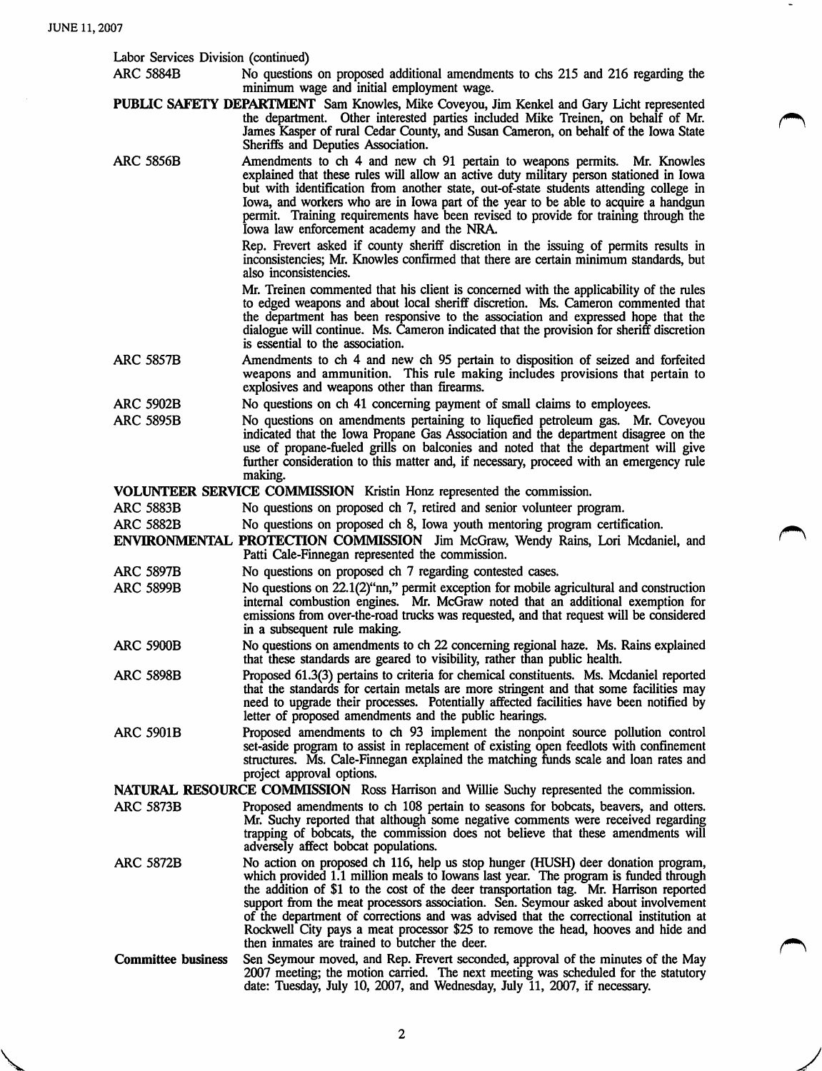Labor Services Division (continued)

**ARC 5884B** — No questions on proposed additional amendments to chs 215 and 216 regarding the minimum wage and initial employment wage.

**PUBLIC SAFETY DEPARTMENT** Sam Knowles, Mike Coveyou, Jim Kenkel and Gary Licht represented the department. Other interested parties included Mike Treinen, on behalf of Mr. James Kasper of rural Cedar County, and Susan Cameron, on behalf of the Iowa State Sheriffs and Deputies Association.

**ARC 5856B** — Amendments to ch 4 and new ch 91 pertain to weapons permits. Mr. Knowles explained that these rules will allow an active duty military person stationed in Iowa but with identification from another state, out-of-state students attending college in Iowa, and workers who are in Iowa part of the year to be able to acquire a handgun permit. Training requirements have been revised to provide for training through the Iowa law enforcement academy and the NRA.

Rep. Frevert asked if county sheriff discretion in the issuing of permits results in inconsistencies; Mr. Knowles confirmed that there are certain minimum standards, but also inconsistencies.

Mr. Treinen commented that his client is concerned with the applicability of the rules to edged weapons and about local sheriff discretion. Ms. Cameron commented that the department has been responsive to the association and expressed hope that the dialogue will continue. Ms. Cameron indicated that the provision for sheriff discretion is essential to the association.

**ARC 5857B** — Amendments to ch 4 and new ch 95 pertain to disposition of seized and forfeited weapons and ammunition. This rule making includes provisions that pertain to explosives and weapons other than firearms.

**ARC 5902B** — No questions on ch 41 concerning payment of small claims to employees.

**ARC 5895B** — No questions on amendments pertaining to liquefied petroleum gas. Mr. Coveyou indicated that the Iowa Propane Gas Association and the department disagree on the use of propane-fueled grills on balconies and noted that the department will give further consideration to this matter and, if necessary, proceed with an emergency rule making.

**VOLUNTEER SERVICE COMMISSION** Kristin Honz represented the commission.

**ARC 5883B** — No questions on proposed ch 7, retired and senior volunteer program.

**ARC 5882B** — No questions on proposed ch 8, Iowa youth mentoring program certification.

**ENVIRONMENTAL PROTECTION COMMISSION** Jim McGraw, Wendy Rains, Lori Mcdaniel, and Patti Cale-Finnegan represented the commission.

**ARC 5897B** — No questions on proposed ch 7 regarding contested cases.

**ARC 5899B** — No questions on 22.1(2)"nn," permit exception for mobile agricultural and construction internal combustion engines. Mr. McGraw noted that an additional exemption for emissions from over-the-road trucks was requested, and that request will be considered in a subsequent rule making.

**ARC 5900B** — No questions on amendments to ch 22 concerning regional haze. Ms. Rains explained that these standards are geared to visibility, rather than public health.

**ARC 5898B** — Proposed 61.3(3) pertains to criteria for chemical constituents. Ms. Mcdaniel reported that the standards for certain metals are more stringent and that some facilities may need to upgrade their processes. Potentially affected facilities have been notified by letter of proposed amendments and the public hearings.

**ARC 5901B** — Proposed amendments to ch 93 implement the nonpoint source pollution control set-aside program to assist in replacement of existing open feedlots with confinement structures. Ms. Cale-Finnegan explained the matching funds scale and loan rates and project approval options.

**NATURAL RESOURCE COMMISSION** Ross Harrison and Willie Suchy represented the commission.

**ARC 5873B** — Proposed amendments to ch 108 pertain to seasons for bobcats, beavers, and otters. Mr. Suchy reported that although some negative comments were received regarding trapping of bobcats, the commission does not believe that these amendments will adversely affect bobcat populations.

**ARC 5872B** — No action on proposed ch 116, help us stop hunger (HUSH) deer donation program, which provided 1.1 million meals to Iowans last year. The program is funded through the addition of $1 to the cost of the deer transportation tag. Mr. Harrison reported support from the meat processors association. Sen. Seymour asked about involvement of the department of corrections and was advised that the correctional institution at Rockwell City pays a meat processor $25 to remove the head, hooves and hide and then inmates are trained to butcher the deer.

**Committee business** — Sen Seymour moved, and Rep. Frevert seconded, approval of the minutes of the May 2007 meeting; the motion carried. The next meeting was scheduled for the statutory date: Tuesday, July 10, 2007, and Wednesday, July 11, 2007, if necessary.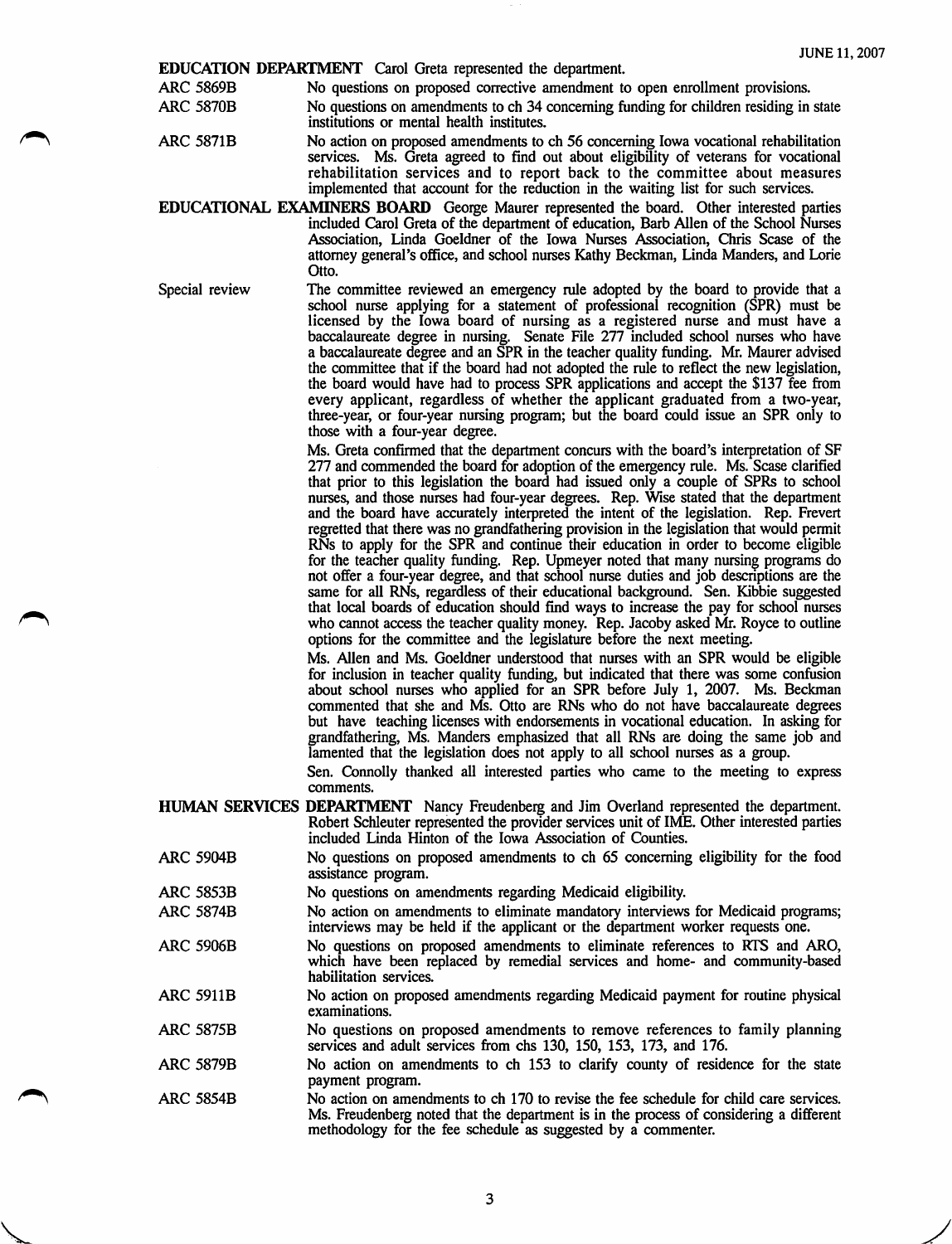**EDUCATION DEPARTMENT** Carol Greta represented the department.

ARC 5869B — No questions on proposed corrective amendment to open enrollment provisions.

ARC 5870B — No questions on amendments to ch 34 concerning funding for children residing in state institutions or mental health institutes.

ARC 5871B — No action on proposed amendments to ch 56 concerning Iowa vocational rehabilitation services. Ms. Greta agreed to find out about eligibility of veterans for vocational rehabilitation services and to report back to the committee about measures implemented that account for the reduction in the waiting list for such services.

**EDUCATIONAL EXAMINERS BOARD** George Maurer represented the board. Other interested parties included Carol Greta of the department of education, Barb Allen of the School Nurses Association, Linda Goeldner of the Iowa Nurses Association, Chris Scase of the attorney general's office, and school nurses Kathy Beckman, Linda Manders, and Lorie Otto.

Special review — The committee reviewed an emergency rule adopted by the board to provide that a school nurse applying for a statement of professional recognition (SPR) must be licensed by the Iowa board of nursing as a registered nurse and must have a baccalaureate degree in nursing. Senate File 277 included school nurses who have a baccalaureate degree and an SPR in the teacher quality funding. Mr. Maurer advised the committee that if the board had not adopted the rule to reflect the new legislation, the board would have had to process SPR applications and accept the $137 fee from every applicant, regardless of whether the applicant graduated from a two-year, three-year, or four-year nursing program; but the board could issue an SPR only to those with a four-year degree.

Ms. Greta confirmed that the department concurs with the board's interpretation of SF 277 and commended the board for adoption of the emergency rule. Ms. Scase clarified that prior to this legislation the board had issued only a couple of SPRs to school nurses, and those nurses had four-year degrees. Rep. Wise stated that the department and the board have accurately interpreted the intent of the legislation. Rep. Frevert regretted that there was no grandfathering provision in the legislation that would permit RNs to apply for the SPR and continue their education in order to become eligible for the teacher quality funding. Rep. Upmeyer noted that many nursing programs do not offer a four-year degree, and that school nurse duties and job descriptions are the same for all RNs, regardless of their educational background. Sen. Kibbie suggested that local boards of education should find ways to increase the pay for school nurses who cannot access the teacher quality money. Rep. Jacoby asked Mr. Royce to outline options for the committee and the legislature before the next meeting.

Ms. Allen and Ms. Goeldner understood that nurses with an SPR would be eligible for inclusion in teacher quality funding, but indicated that there was some confusion about school nurses who applied for an SPR before July 1, 2007. Ms. Beckman commented that she and Ms. Otto are RNs who do not have baccalaureate degrees but have teaching licenses with endorsements in vocational education. In asking for grandfathering, Ms. Manders emphasized that all RNs are doing the same job and lamented that the legislation does not apply to all school nurses as a group.

Sen. Connolly thanked all interested parties who came to the meeting to express comments.

**HUMAN SERVICES DEPARTMENT** Nancy Freudenberg and Jim Overland represented the department. Robert Schleuter represented the provider services unit of IME. Other interested parties included Linda Hinton of the Iowa Association of Counties.

ARC 5904B — No questions on proposed amendments to ch 65 concerning eligibility for the food assistance program.

ARC 5853B — No questions on amendments regarding Medicaid eligibility.

ARC 5874B — No action on amendments to eliminate mandatory interviews for Medicaid programs; interviews may be held if the applicant or the department worker requests one.

ARC 5906B — No questions on proposed amendments to eliminate references to RTS and ARO, which have been replaced by remedial services and home- and community-based habilitation services.

ARC 5911B — No action on proposed amendments regarding Medicaid payment for routine physical examinations.

ARC 5875B — No questions on proposed amendments to remove references to family planning services and adult services from chs 130, 150, 153, 173, and 176.

ARC 5879B — No action on amendments to ch 153 to clarify county of residence for the state payment program.

ARC 5854B — No action on amendments to ch 170 to revise the fee schedule for child care services. Ms. Freudenberg noted that the department is in the process of considering a different methodology for the fee schedule as suggested by a commenter.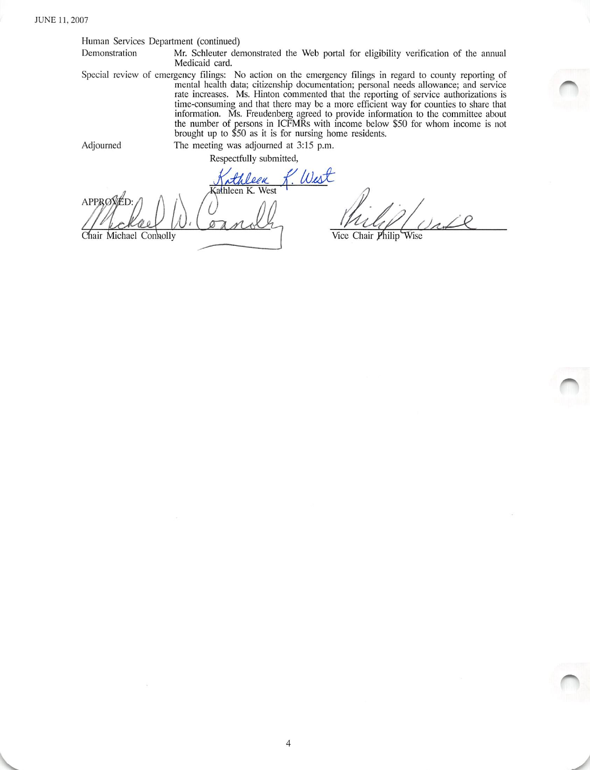Human Services Department (continued)

Demonstration — Mr. Schleuter demonstrated the Web portal for eligibility verification of the annual Medicaid card.

Special review of emergency filings: No action on the emergency filings in regard to county reporting of mental health data; citizenship documentation; personal needs allowance; and service rate increases. Ms. Hinton commented that the reporting of service authorizations is time-consuming and that there may be a more efficient way for counties to share that information. Ms. Freudenberg agreed to provide information to the committee about the number of persons in ICFMRs with income below $50 for whom income is not brought up to $50 as it is for nursing home residents.

Adjourned — The meeting was adjourned at 3:15 p.m.

Respectfully submitted,

Kathleen K. West

APPROVED:

Chair Michael Connolly

Vice Chair Philip Wise